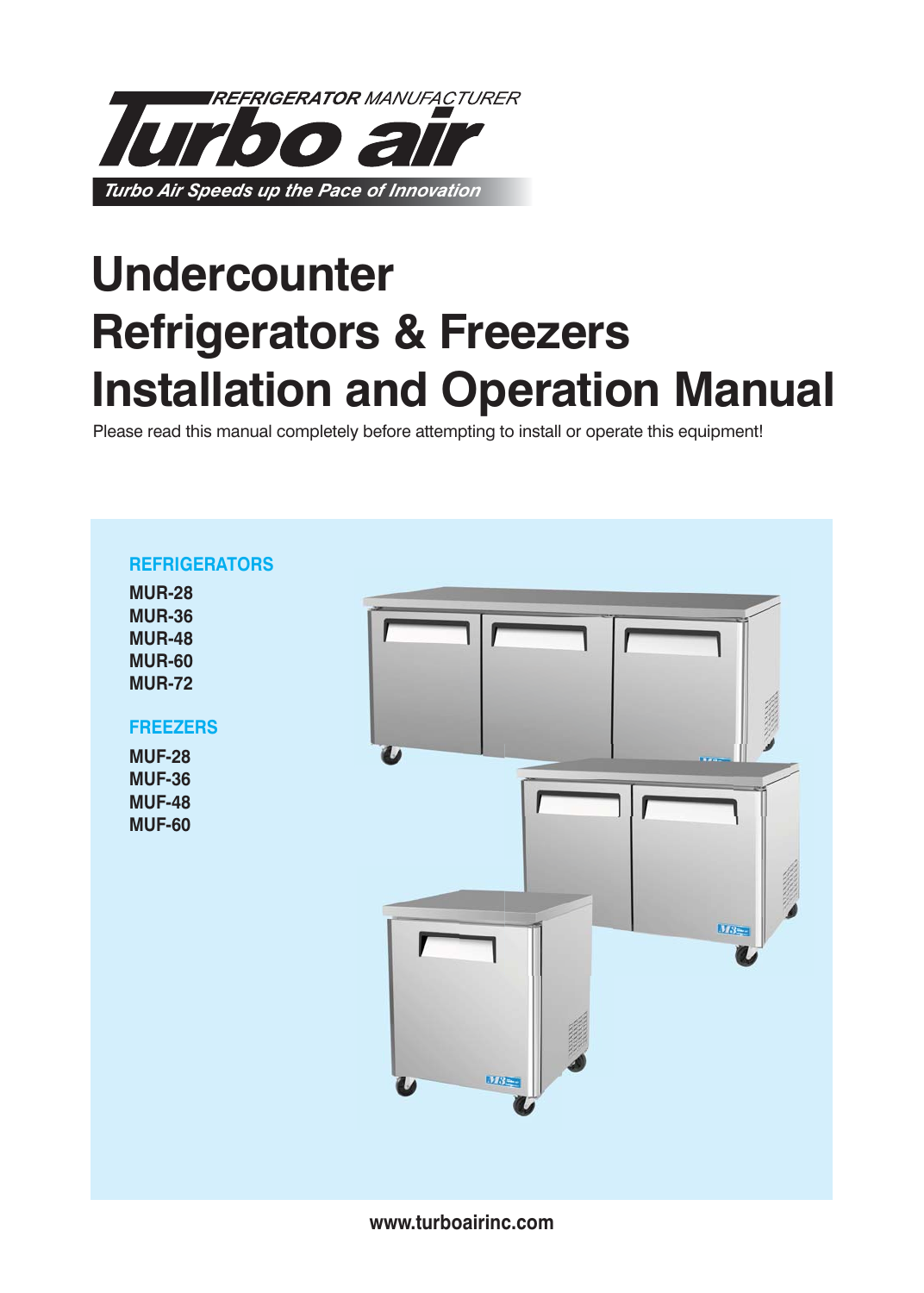REFRIGERATOR MANUFACTURER

**Turbo air**

*Turbo Air Speeds up the Pace of Innovation*

# Undercounter Refrigerators & Freezers Installation and Operation Manual

Please read this manual completely before attempting to install or operate this equipment!

## REFRIGERATORS

**MUR-28**
**MUR-36**
**MUR-48**
**MUR-60**
**MUR-72**

## FREEZERS

**MUF-28**
**MUF-36**
**MUF-48**
**MUF-60**

**www.turboairinc.com**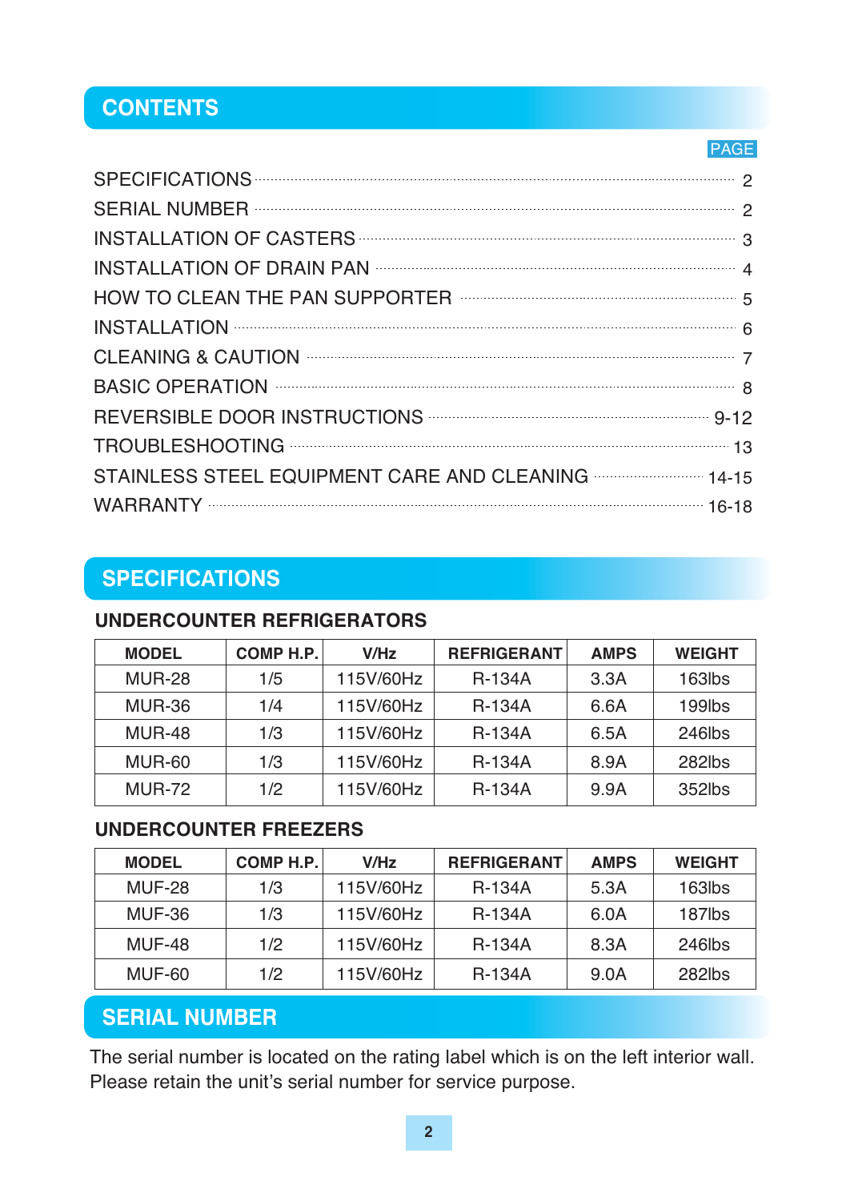## CONTENTS

| | PAGE |
|---|---|
| SPECIFICATIONS | 2 |
| SERIAL NUMBER | 2 |
| INSTALLATION OF CASTERS | 3 |
| INSTALLATION OF DRAIN PAN | 4 |
| HOW TO CLEAN THE PAN SUPPORTER | 5 |
| INSTALLATION | 6 |
| CLEANING & CAUTION | 7 |
| BASIC OPERATION | 8 |
| REVERSIBLE DOOR INSTRUCTIONS | 9-12 |
| TROUBLESHOOTING | 13 |
| STAINLESS STEEL EQUIPMENT CARE AND CLEANING | 14-15 |
| WARRANTY | 16-18 |

## SPECIFICATIONS

### UNDERCOUNTER REFRIGERATORS

| MODEL | COMP H.P. | V/Hz | REFRIGERANT | AMPS | WEIGHT |
|---|---|---|---|---|---|
| MUR-28 | 1/5 | 115V/60Hz | R-134A | 3.3A | 163lbs |
| MUR-36 | 1/4 | 115V/60Hz | R-134A | 6.6A | 199lbs |
| MUR-48 | 1/3 | 115V/60Hz | R-134A | 6.5A | 246lbs |
| MUR-60 | 1/3 | 115V/60Hz | R-134A | 8.9A | 282lbs |
| MUR-72 | 1/2 | 115V/60Hz | R-134A | 9.9A | 352lbs |

### UNDERCOUNTER FREEZERS

| MODEL | COMP H.P. | V/Hz | REFRIGERANT | AMPS | WEIGHT |
|---|---|---|---|---|---|
| MUF-28 | 1/3 | 115V/60Hz | R-134A | 5.3A | 163lbs |
| MUF-36 | 1/3 | 115V/60Hz | R-134A | 6.0A | 187lbs |
| MUF-48 | 1/2 | 115V/60Hz | R-134A | 8.3A | 246lbs |
| MUF-60 | 1/2 | 115V/60Hz | R-134A | 9.0A | 282lbs |

## SERIAL NUMBER

The serial number is located on the rating label which is on the left interior wall. Please retain the unit's serial number for service purpose.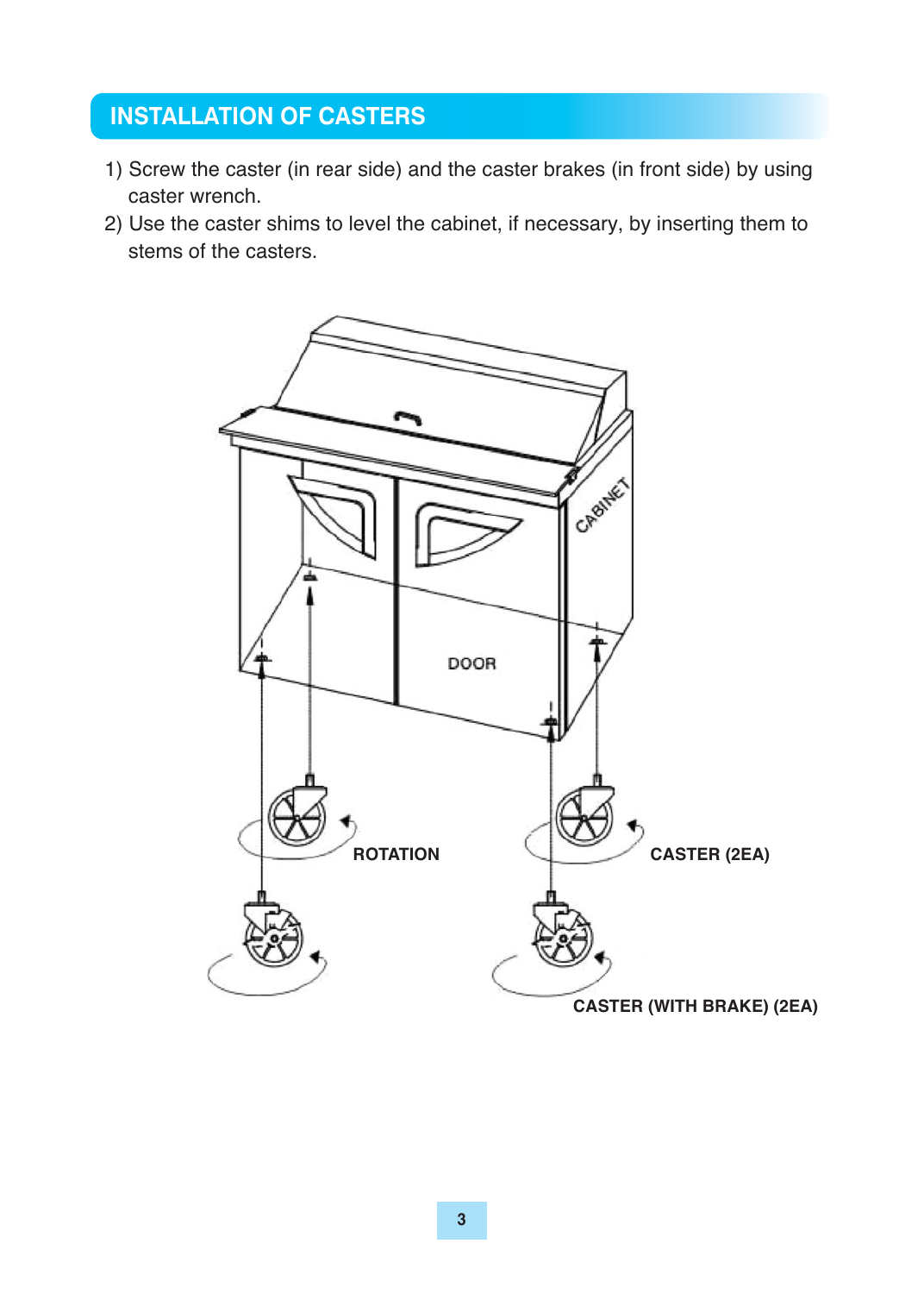## INSTALLATION OF CASTERS

1) Screw the caster (in rear side) and the caster brakes (in front side) by using caster wrench.
2) Use the caster shims to level the cabinet, if necessary, by inserting them to stems of the casters.

CABINET

DOOR

ROTATION

CASTER (2EA)

CASTER (WITH BRAKE) (2EA)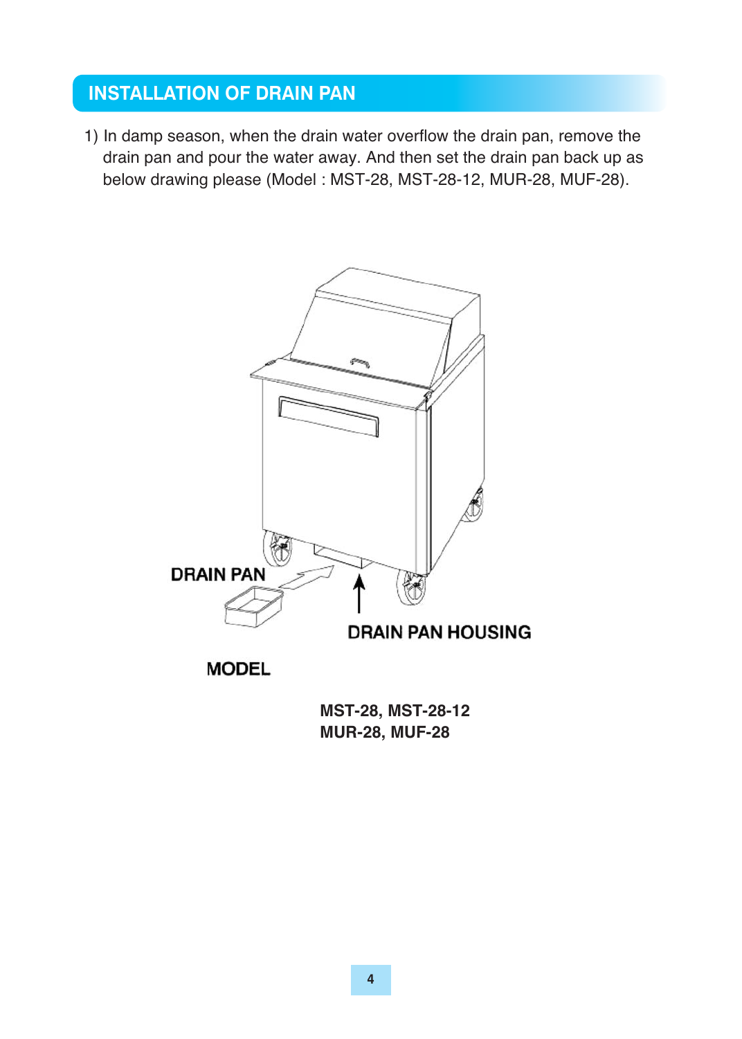## INSTALLATION OF DRAIN PAN

1) In damp season, when the drain water overflow the drain pan, remove the drain pan and pour the water away. And then set the drain pan back up as below drawing please (Model : MST-28, MST-28-12, MUR-28, MUF-28).

DRAIN PAN

DRAIN PAN HOUSING

MODEL

**MST-28, MST-28-12**
**MUR-28, MUF-28**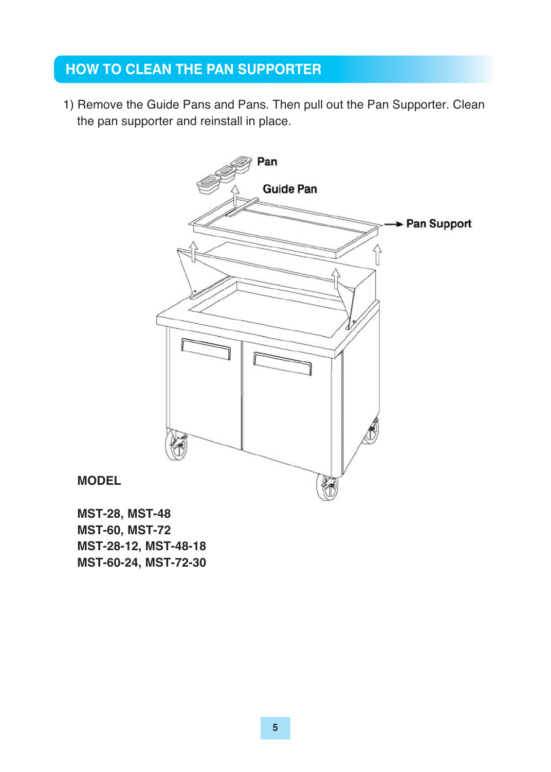## HOW TO CLEAN THE PAN SUPPORTER

1) Remove the Guide Pans and Pans. Then pull out the Pan Supporter. Clean the pan supporter and reinstall in place.

Pan

Guide Pan

Pan Support

**MODEL**

**MST-28, MST-48**
**MST-60, MST-72**
**MST-28-12, MST-48-18**
**MST-60-24, MST-72-30**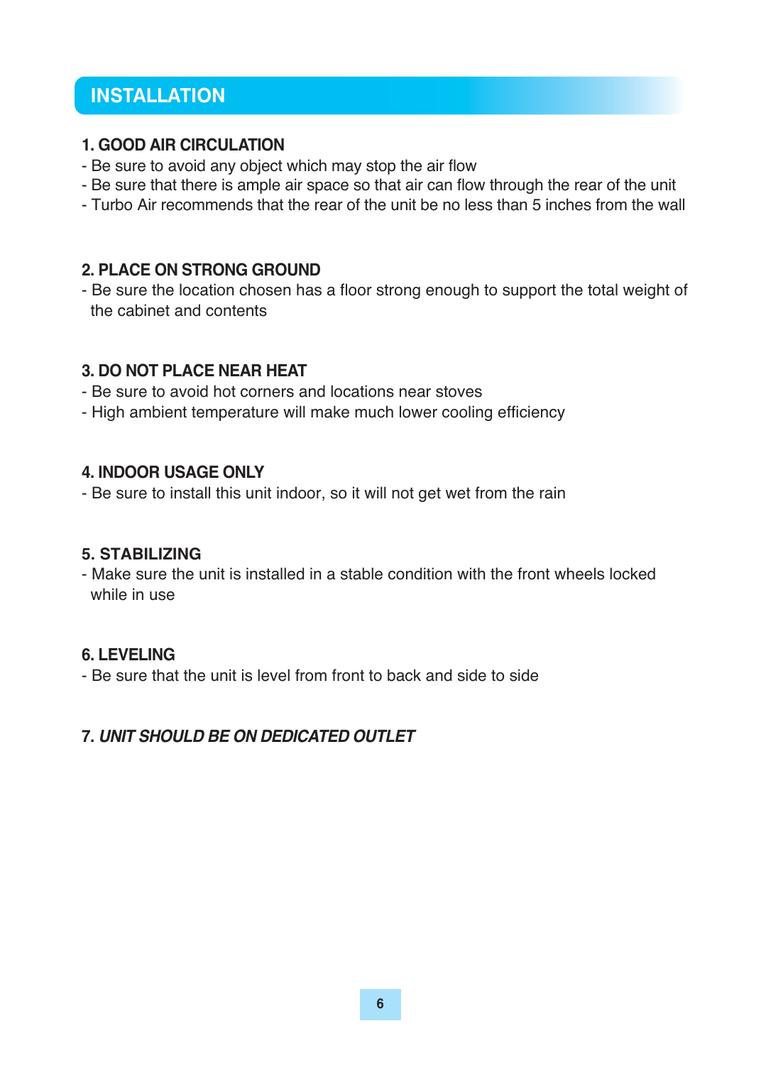## INSTALLATION

### 1. GOOD AIR CIRCULATION

- Be sure to avoid any object which may stop the air flow
- Be sure that there is ample air space so that air can flow through the rear of the unit
- Turbo Air recommends that the rear of the unit be no less than 5 inches from the wall

### 2. PLACE ON STRONG GROUND

- Be sure the location chosen has a floor strong enough to support the total weight of the cabinet and contents

### 3. DO NOT PLACE NEAR HEAT

- Be sure to avoid hot corners and locations near stoves
- High ambient temperature will make much lower cooling efficiency

### 4. INDOOR USAGE ONLY

- Be sure to install this unit indoor, so it will not get wet from the rain

### 5. STABILIZING

- Make sure the unit is installed in a stable condition with the front wheels locked while in use

### 6. LEVELING

- Be sure that the unit is level from front to back and side to side

### 7. *UNIT SHOULD BE ON DEDICATED OUTLET*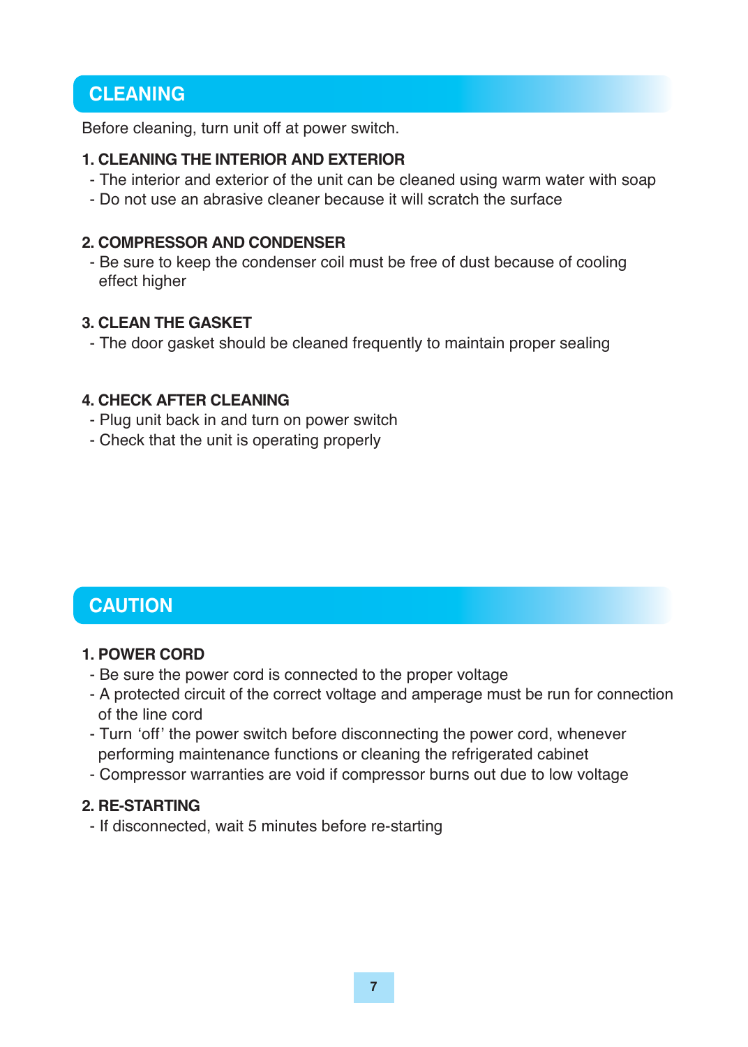## CLEANING

Before cleaning, turn unit off at power switch.

### 1. CLEANING THE INTERIOR AND EXTERIOR

- The interior and exterior of the unit can be cleaned using warm water with soap
- Do not use an abrasive cleaner because it will scratch the surface

### 2. COMPRESSOR AND CONDENSER

- Be sure to keep the condenser coil must be free of dust because of cooling effect higher

### 3. CLEAN THE GASKET

- The door gasket should be cleaned frequently to maintain proper sealing

### 4. CHECK AFTER CLEANING

- Plug unit back in and turn on power switch
- Check that the unit is operating properly

## CAUTION

### 1. POWER CORD

- Be sure the power cord is connected to the proper voltage
- A protected circuit of the correct voltage and amperage must be run for connection of the line cord
- Turn 'off' the power switch before disconnecting the power cord, whenever performing maintenance functions or cleaning the refrigerated cabinet
- Compressor warranties are void if compressor burns out due to low voltage

### 2. RE-STARTING

- If disconnected, wait 5 minutes before re-starting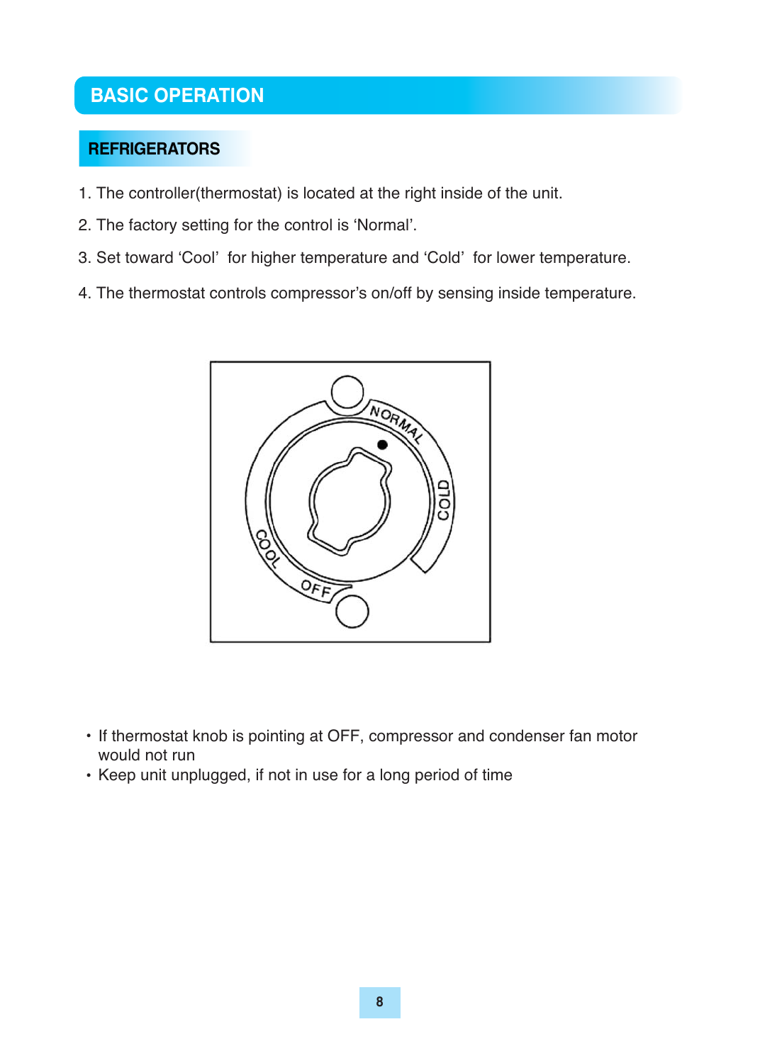# BASIC OPERATION

## REFRIGERATORS

1. The controller(thermostat) is located at the right inside of the unit.
2. The factory setting for the control is ‘Normal’.
3. Set toward ‘Cool’ for higher temperature and ‘Cold’ for lower temperature.
4. The thermostat controls compressor’s on/off by sensing inside temperature.

- If thermostat knob is pointing at OFF, compressor and condenser fan motor would not run
- Keep unit unplugged, if not in use for a long period of time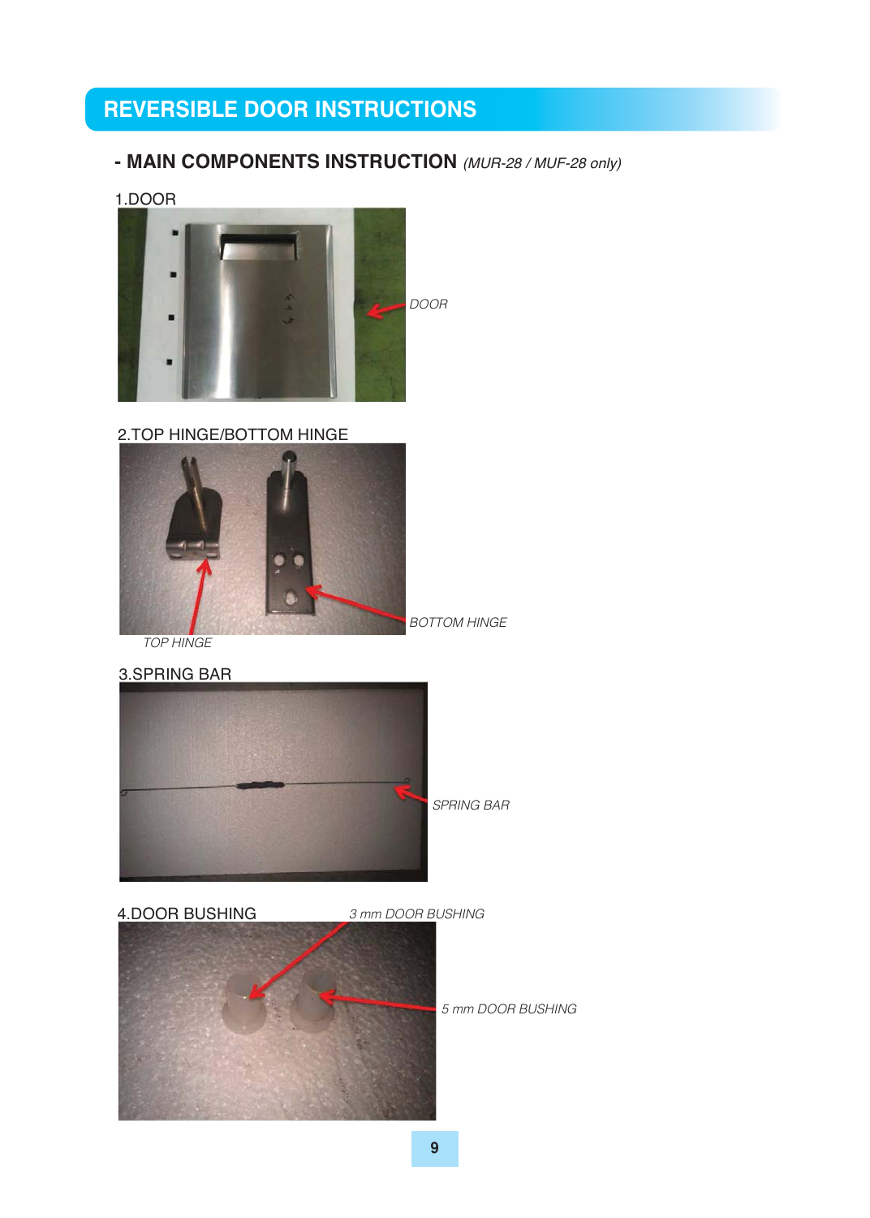# REVERSIBLE DOOR INSTRUCTIONS

## - MAIN COMPONENTS INSTRUCTION *(MUR-28 / MUF-28 only)*

1.DOOR

*DOOR*

2.TOP HINGE/BOTTOM HINGE

*BOTTOM HINGE*

*TOP HINGE*

3.SPRING BAR

*SPRING BAR*

4.DOOR BUSHING

*3 mm DOOR BUSHING*

*5 mm DOOR BUSHING*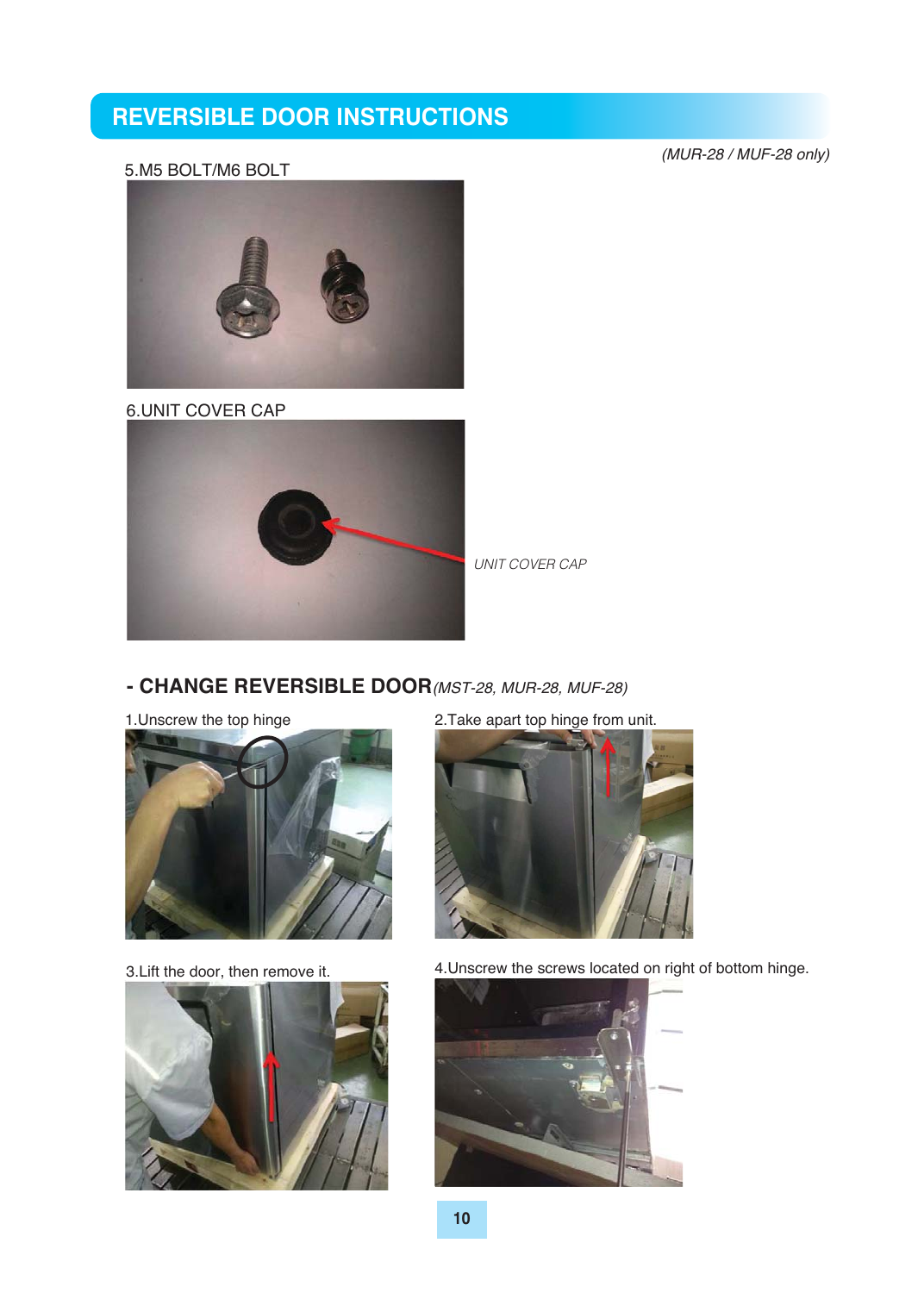## REVERSIBLE DOOR INSTRUCTIONS

*(MUR-28 / MUF-28 only)*

5.M5 BOLT/M6 BOLT

6.UNIT COVER CAP

*UNIT COVER CAP*

### - CHANGE REVERSIBLE DOOR *(MST-28, MUR-28, MUF-28)*

1.Unscrew the top hinge

2.Take apart top hinge from unit.

3.Lift the door, then remove it.

4.Unscrew the screws located on right of bottom hinge.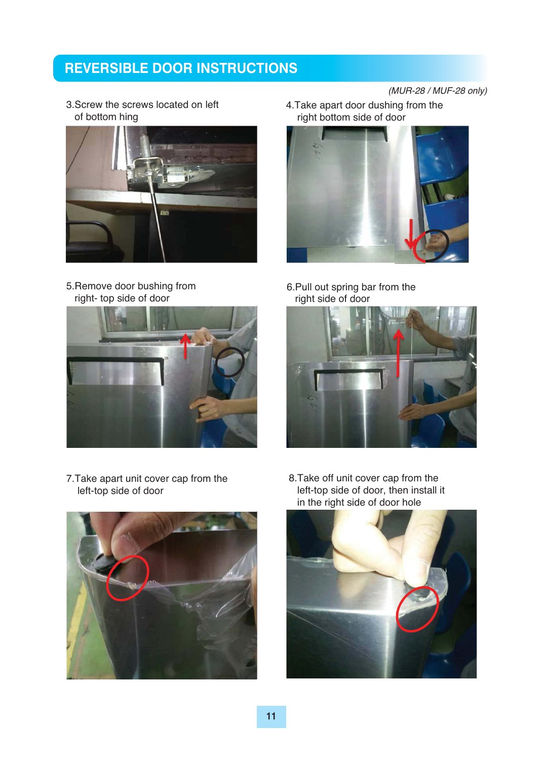## REVERSIBLE DOOR INSTRUCTIONS

*(MUR-28 / MUF-28 only)*

3.Screw the screws located on left of bottom hing

4.Take apart door dushing from the right bottom side of door

5.Remove door bushing from right- top side of door

6.Pull out spring bar from the right side of door

7.Take apart unit cover cap from the left-top side of door

8.Take off unit cover cap from the left-top side of door, then install it in the right side of door hole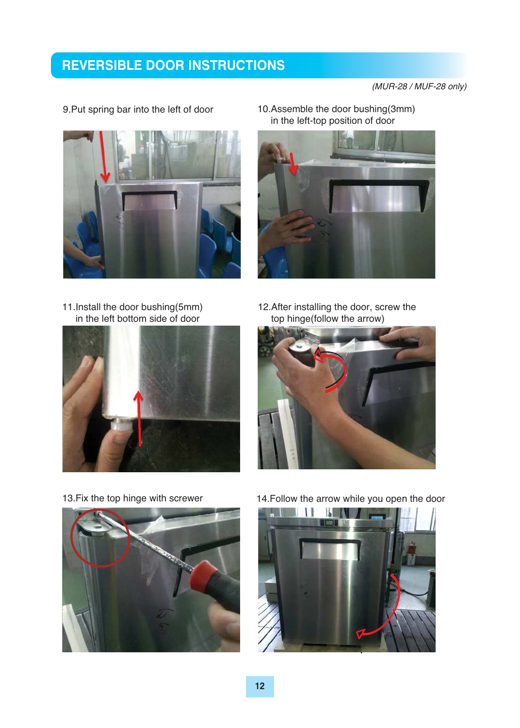## REVERSIBLE DOOR INSTRUCTIONS

*(MUR-28 / MUF-28 only)*

9.Put spring bar into the left of door

10.Assemble the door bushing(3mm) in the left-top position of door

11.Install the door bushing(5mm) in the left bottom side of door

12.After installing the door, screw the top hinge(follow the arrow)

13.Fix the top hinge with screwer

14.Follow the arrow while you open the door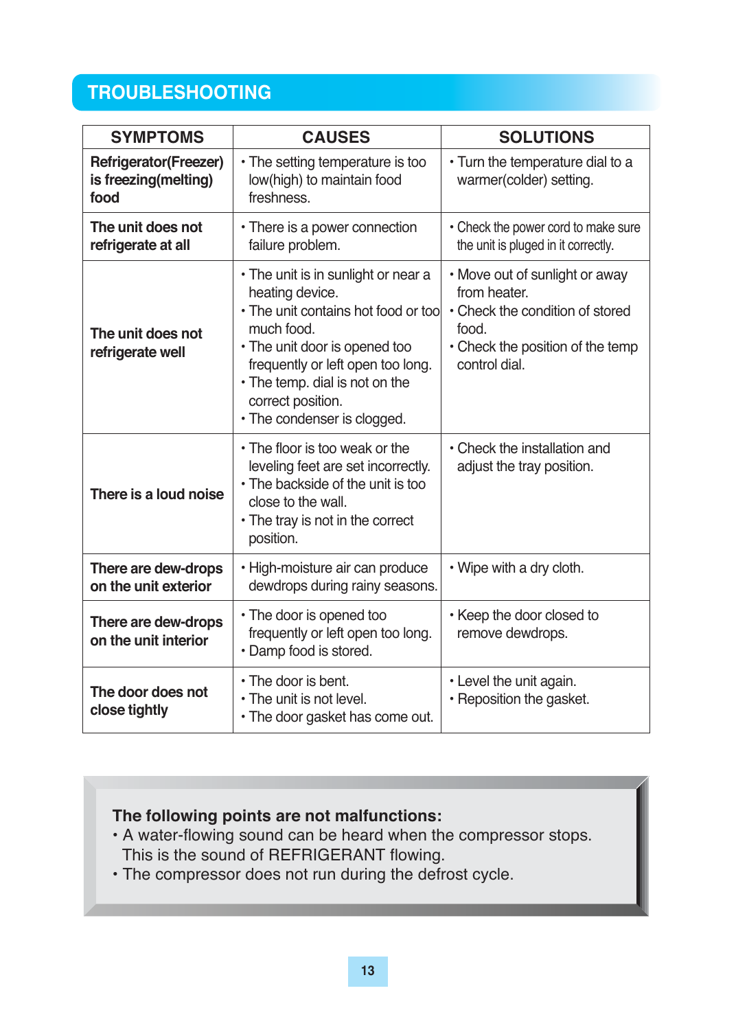# TROUBLESHOOTING

| SYMPTOMS | CAUSES | SOLUTIONS |
|---|---|---|
| **Refrigerator(Freezer) is freezing(melting) food** | • The setting temperature is too low(high) to maintain food freshness. | • Turn the temperature dial to a warmer(colder) setting. |
| **The unit does not refrigerate at all** | • There is a power connection failure problem. | • Check the power cord to make sure the unit is pluged in it correctly. |
| **The unit does not refrigerate well** | • The unit is in sunlight or near a heating device.<br>• The unit contains hot food or too much food.<br>• The unit door is opened too frequently or left open too long.<br>• The temp. dial is not on the correct position.<br>• The condenser is clogged. | • Move out of sunlight or away from heater.<br>• Check the condition of stored food.<br>• Check the position of the temp control dial. |
| **There is a loud noise** | • The floor is too weak or the leveling feet are set incorrectly.<br>• The backside of the unit is too close to the wall.<br>• The tray is not in the correct position. | • Check the installation and adjust the tray position. |
| **There are dew-drops on the unit exterior** | • High-moisture air can produce dewdrops during rainy seasons. | • Wipe with a dry cloth. |
| **There are dew-drops on the unit interior** | • The door is opened too frequently or left open too long.<br>• Damp food is stored. | • Keep the door closed to remove dewdrops. |
| **The door does not close tightly** | • The door is bent.<br>• The unit is not level.<br>• The door gasket has come out. | • Level the unit again.<br>• Reposition the gasket. |

**The following points are not malfunctions:**

- A water-flowing sound can be heard when the compressor stops. This is the sound of REFRIGERANT flowing.
- The compressor does not run during the defrost cycle.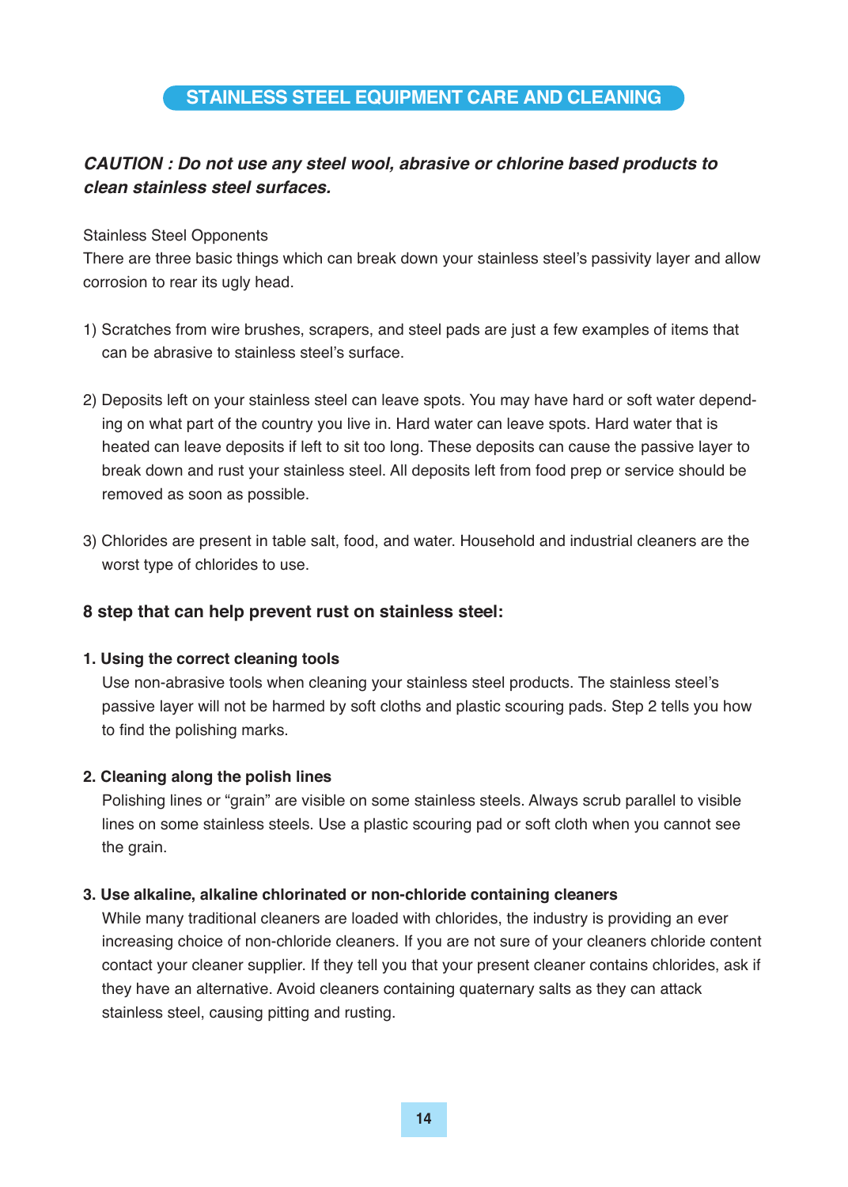# STAINLESS STEEL EQUIPMENT CARE AND CLEANING

***CAUTION : Do not use any steel wool, abrasive or chlorine based products to clean stainless steel surfaces.***

Stainless Steel Opponents

There are three basic things which can break down your stainless steel's passivity layer and allow corrosion to rear its ugly head.

1) Scratches from wire brushes, scrapers, and steel pads are just a few examples of items that can be abrasive to stainless steel's surface.

2) Deposits left on your stainless steel can leave spots. You may have hard or soft water depending on what part of the country you live in. Hard water can leave spots. Hard water that is heated can leave deposits if left to sit too long. These deposits can cause the passive layer to break down and rust your stainless steel. All deposits left from food prep or service should be removed as soon as possible.

3) Chlorides are present in table salt, food, and water. Household and industrial cleaners are the worst type of chlorides to use.

### 8 step that can help prevent rust on stainless steel:

**1. Using the correct cleaning tools**

Use non-abrasive tools when cleaning your stainless steel products. The stainless steel's passive layer will not be harmed by soft cloths and plastic scouring pads. Step 2 tells you how to find the polishing marks.

**2. Cleaning along the polish lines**

Polishing lines or "grain" are visible on some stainless steels. Always scrub parallel to visible lines on some stainless steels. Use a plastic scouring pad or soft cloth when you cannot see the grain.

**3. Use alkaline, alkaline chlorinated or non-chloride containing cleaners**

While many traditional cleaners are loaded with chlorides, the industry is providing an ever increasing choice of non-chloride cleaners. If you are not sure of your cleaners chloride content contact your cleaner supplier. If they tell you that your present cleaner contains chlorides, ask if they have an alternative. Avoid cleaners containing quaternary salts as they can attack stainless steel, causing pitting and rusting.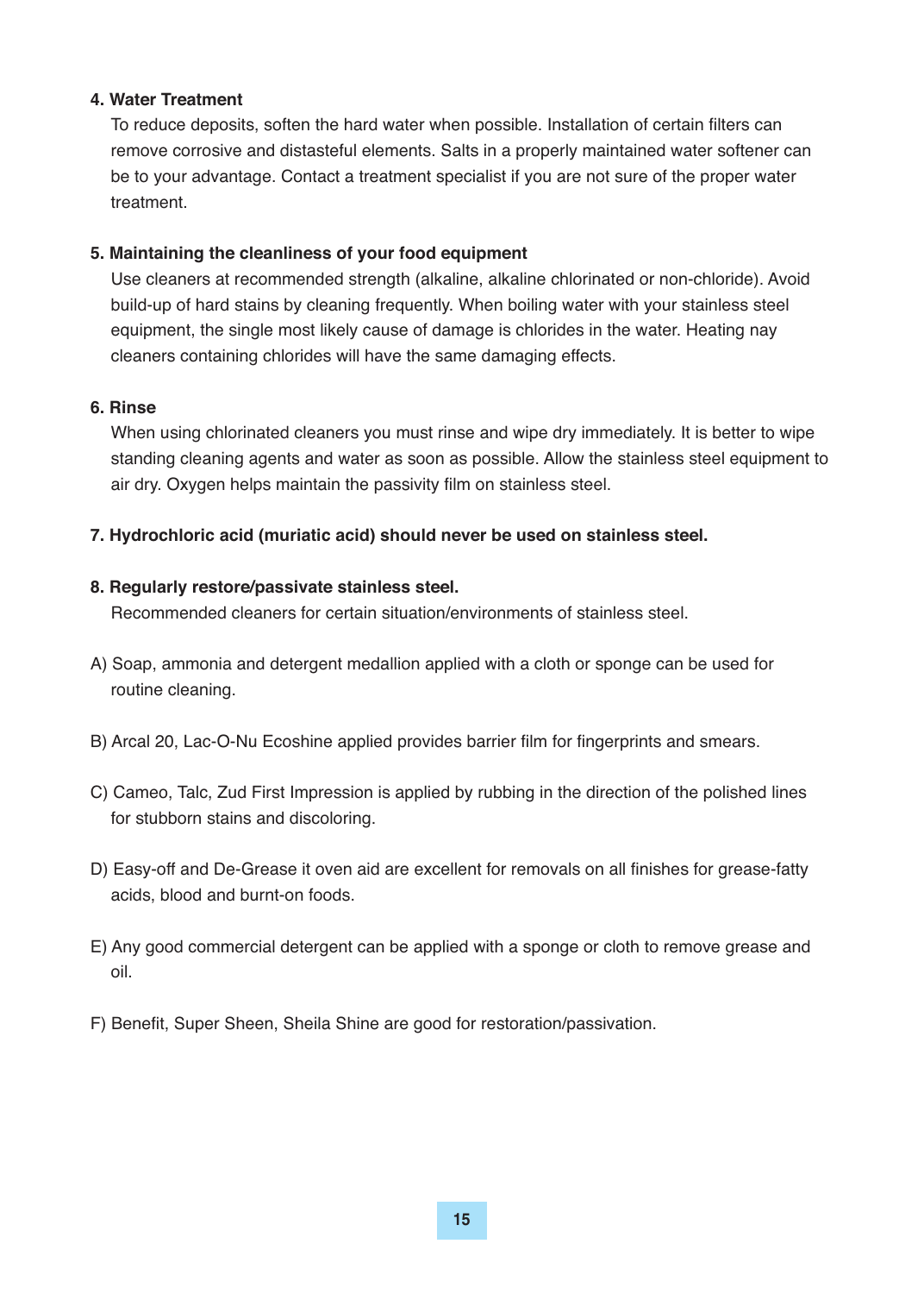**4. Water Treatment**

To reduce deposits, soften the hard water when possible. Installation of certain filters can remove corrosive and distasteful elements. Salts in a properly maintained water softener can be to your advantage. Contact a treatment specialist if you are not sure of the proper water treatment.

**5. Maintaining the cleanliness of your food equipment**

Use cleaners at recommended strength (alkaline, alkaline chlorinated or non-chloride). Avoid build-up of hard stains by cleaning frequently. When boiling water with your stainless steel equipment, the single most likely cause of damage is chlorides in the water. Heating nay cleaners containing chlorides will have the same damaging effects.

**6. Rinse**

When using chlorinated cleaners you must rinse and wipe dry immediately. It is better to wipe standing cleaning agents and water as soon as possible. Allow the stainless steel equipment to air dry. Oxygen helps maintain the passivity film on stainless steel.

**7. Hydrochloric acid (muriatic acid) should never be used on stainless steel.**

**8. Regularly restore/passivate stainless steel.**

Recommended cleaners for certain situation/environments of stainless steel.

A) Soap, ammonia and detergent medallion applied with a cloth or sponge can be used for routine cleaning.

B) Arcal 20, Lac-O-Nu Ecoshine applied provides barrier film for fingerprints and smears.

C) Cameo, Talc, Zud First Impression is applied by rubbing in the direction of the polished lines for stubborn stains and discoloring.

D) Easy-off and De-Grease it oven aid are excellent for removals on all finishes for grease-fatty acids, blood and burnt-on foods.

E) Any good commercial detergent can be applied with a sponge or cloth to remove grease and oil.

F) Benefit, Super Sheen, Sheila Shine are good for restoration/passivation.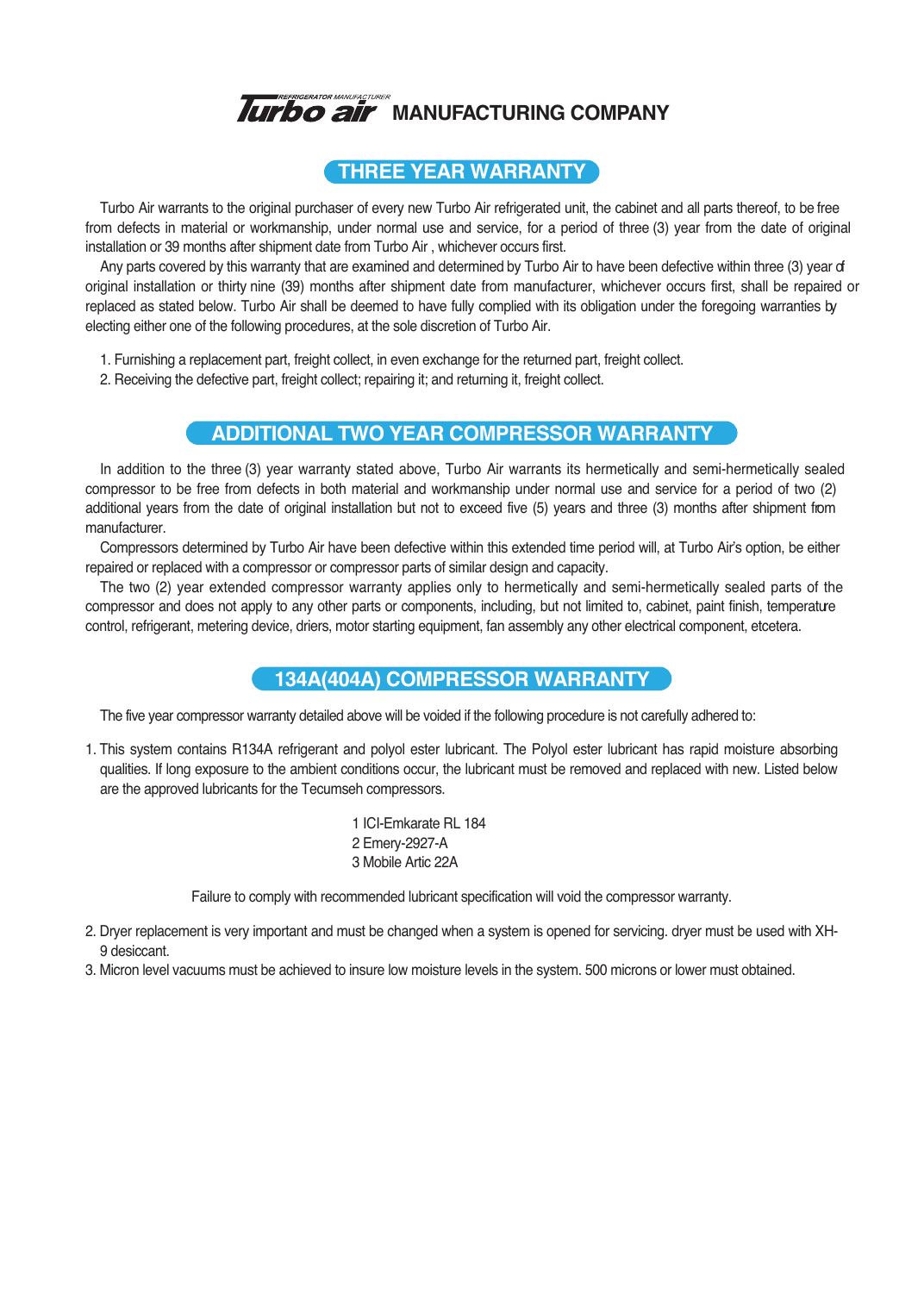# Turbo air MANUFACTURING COMPANY

## THREE YEAR WARRANTY

Turbo Air warrants to the original purchaser of every new Turbo Air refrigerated unit, the cabinet and all parts thereof, to be free from defects in material or workmanship, under normal use and service, for a period of three (3) year from the date of original installation or 39 months after shipment date from Turbo Air , whichever occurs first.

Any parts covered by this warranty that are examined and determined by Turbo Air to have been defective within three (3) year of original installation or thirty nine (39) months after shipment date from manufacturer, whichever occurs first, shall be repaired or replaced as stated below. Turbo Air shall be deemed to have fully complied with its obligation under the foregoing warranties by electing either one of the following procedures, at the sole discretion of Turbo Air.

1. Furnishing a replacement part, freight collect, in even exchange for the returned part, freight collect.
2. Receiving the defective part, freight collect; repairing it; and returning it, freight collect.

## ADDITIONAL TWO YEAR COMPRESSOR WARRANTY

In addition to the three (3) year warranty stated above, Turbo Air warrants its hermetically and semi-hermetically sealed compressor to be free from defects in both material and workmanship under normal use and service for a period of two (2) additional years from the date of original installation but not to exceed five (5) years and three (3) months after shipment from manufacturer.

Compressors determined by Turbo Air have been defective within this extended time period will, at Turbo Air's option, be either repaired or replaced with a compressor or compressor parts of similar design and capacity.

The two (2) year extended compressor warranty applies only to hermetically and semi-hermetically sealed parts of the compressor and does not apply to any other parts or components, including, but not limited to, cabinet, paint finish, temperature control, refrigerant, metering device, driers, motor starting equipment, fan assembly any other electrical component, etcetera.

## 134A(404A) COMPRESSOR WARRANTY

The five year compressor warranty detailed above will be voided if the following procedure is not carefully adhered to:

1. This system contains R134A refrigerant and polyol ester lubricant. The Polyol ester lubricant has rapid moisture absorbing qualities. If long exposure to the ambient conditions occur, the lubricant must be removed and replaced with new. Listed below are the approved lubricants for the Tecumseh compressors.

   1 ICI-Emkarate RL 184
   2 Emery-2927-A
   3 Mobile Artic 22A

   Failure to comply with recommended lubricant specification will void the compressor warranty.

2. Dryer replacement is very important and must be changed when a system is opened for servicing. dryer must be used with XH-9 desiccant.
3. Micron level vacuums must be achieved to insure low moisture levels in the system. 500 microns or lower must obtained.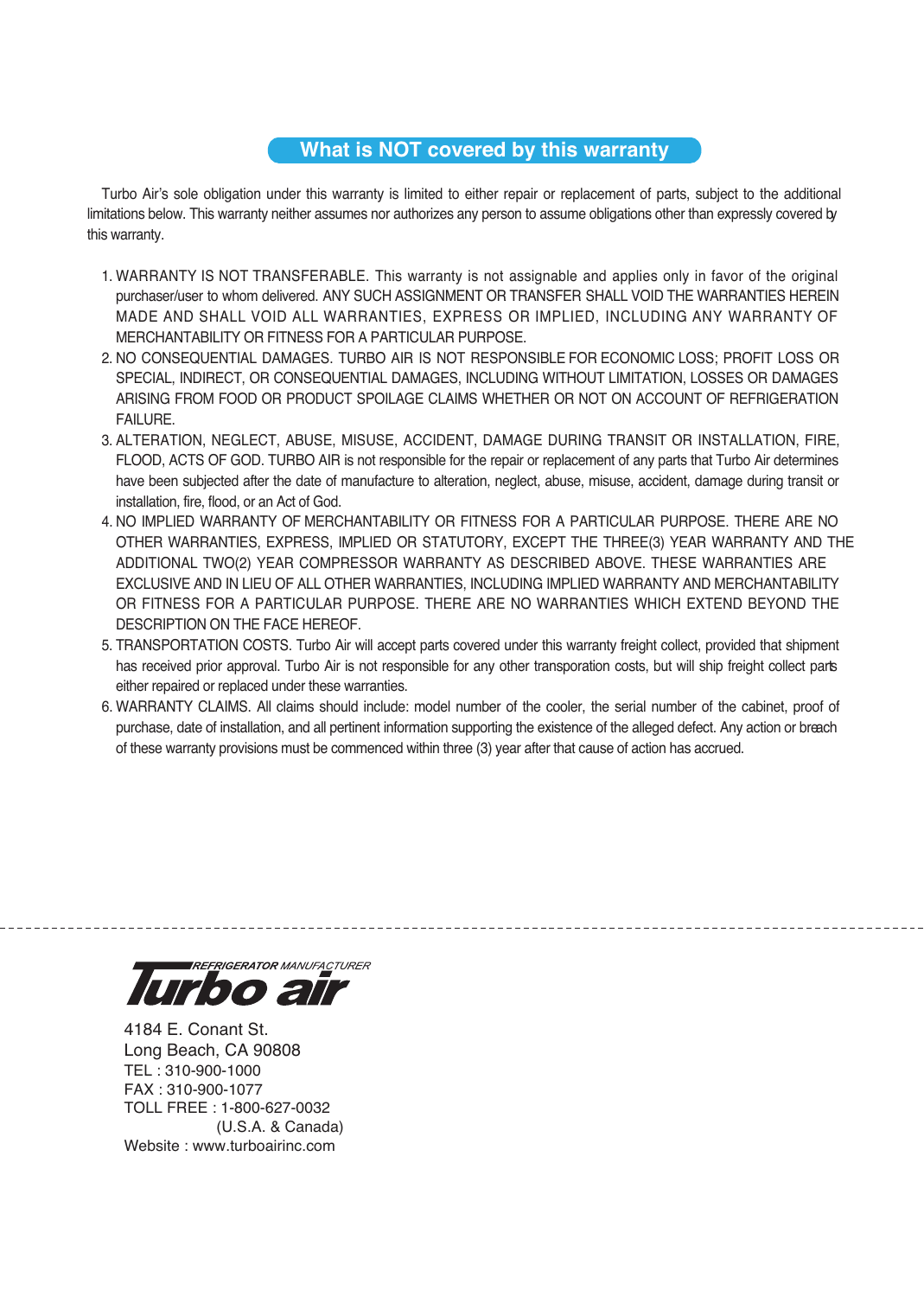## What is NOT covered by this warranty

Turbo Air's sole obligation under this warranty is limited to either repair or replacement of parts, subject to the additional limitations below. This warranty neither assumes nor authorizes any person to assume obligations other than expressly covered by this warranty.

1. WARRANTY IS NOT TRANSFERABLE. This warranty is not assignable and applies only in favor of the original purchaser/user to whom delivered. ANY SUCH ASSIGNMENT OR TRANSFER SHALL VOID THE WARRANTIES HEREIN MADE AND SHALL VOID ALL WARRANTIES, EXPRESS OR IMPLIED, INCLUDING ANY WARRANTY OF MERCHANTABILITY OR FITNESS FOR A PARTICULAR PURPOSE.
2. NO CONSEQUENTIAL DAMAGES. TURBO AIR IS NOT RESPONSIBLE FOR ECONOMIC LOSS; PROFIT LOSS OR SPECIAL, INDIRECT, OR CONSEQUENTIAL DAMAGES, INCLUDING WITHOUT LIMITATION, LOSSES OR DAMAGES ARISING FROM FOOD OR PRODUCT SPOILAGE CLAIMS WHETHER OR NOT ON ACCOUNT OF REFRIGERATION FAILURE.
3. ALTERATION, NEGLECT, ABUSE, MISUSE, ACCIDENT, DAMAGE DURING TRANSIT OR INSTALLATION, FIRE, FLOOD, ACTS OF GOD. TURBO AIR is not responsible for the repair or replacement of any parts that Turbo Air determines have been subjected after the date of manufacture to alteration, neglect, abuse, misuse, accident, damage during transit or installation, fire, flood, or an Act of God.
4. NO IMPLIED WARRANTY OF MERCHANTABILITY OR FITNESS FOR A PARTICULAR PURPOSE. THERE ARE NO OTHER WARRANTIES, EXPRESS, IMPLIED OR STATUTORY, EXCEPT THE THREE(3) YEAR WARRANTY AND THE ADDITIONAL TWO(2) YEAR COMPRESSOR WARRANTY AS DESCRIBED ABOVE. THESE WARRANTIES ARE EXCLUSIVE AND IN LIEU OF ALL OTHER WARRANTIES, INCLUDING IMPLIED WARRANTY AND MERCHANTABILITY OR FITNESS FOR A PARTICULAR PURPOSE. THERE ARE NO WARRANTIES WHICH EXTEND BEYOND THE DESCRIPTION ON THE FACE HEREOF.
5. TRANSPORTATION COSTS. Turbo Air will accept parts covered under this warranty freight collect, provided that shipment has received prior approval. Turbo Air is not responsible for any other transporation costs, but will ship freight collect parts either repaired or replaced under these warranties.
6. WARRANTY CLAIMS. All claims should include: model number of the cooler, the serial number of the cabinet, proof of purchase, date of installation, and all pertinent information supporting the existence of the alleged defect. Any action or breach of these warranty provisions must be commenced within three (3) year after that cause of action has accrued.

---

REFRIGERATOR MANUFACTURER
**Turbo air**

4184 E. Conant St.
Long Beach, CA 90808
TEL : 310-900-1000
FAX : 310-900-1077
TOLL FREE : 1-800-627-0032
(U.S.A. & Canada)
Website : www.turboairinc.com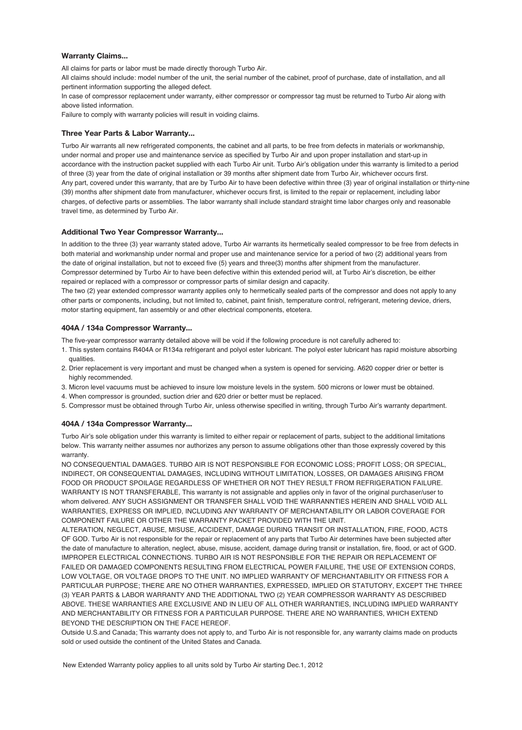### Warranty Claims...

All claims for parts or labor must be made directly thorough Turbo Air.

All claims should include: model number of the unit, the serial number of the cabinet, proof of purchase, date of installation, and all pertinent information supporting the alleged defect.

In case of compressor replacement under warranty, either compressor or compressor tag must be returned to Turbo Air along with above listed information.

Failure to comply with warranty policies will result in voiding claims.

### Three Year Parts & Labor Warranty...

Turbo Air warrants all new refrigerated components, the cabinet and all parts, to be free from defects in materials or workmanship, under normal and proper use and maintenance service as specified by Turbo Air and upon proper installation and start-up in accordance with the instruction packet supplied with each Turbo Air unit. Turbo Air's obligation under this warranty is limited to a period of three (3) year from the date of original installation or 39 months after shipment date from Turbo Air, whichever occurs first. Any part, covered under this warranty, that are by Turbo Air to have been defective within three (3) year of original installation or thirty-nine (39) months after shipment date from manufacturer, whichever occurs first, is limited to the repair or replacement, including labor charges, of defective parts or assemblies. The labor warranty shall include standard straight time labor charges only and reasonable travel time, as determined by Turbo Air.

### Additional Two Year Compressor Warranty...

In addition to the three (3) year warranty stated adove, Turbo Air warrants its hermetically sealed compressor to be free from defects in both material and workmanship under normal and proper use and maintenance service for a period of two (2) additional years from the date of original installation, but not to exceed five (5) years and three(3) months after shipment from the manufacturer. Compressor determined by Turbo Air to have been defective within this extended period will, at Turbo Air's discretion, be either repaired or replaced with a compressor or compressor parts of similar design and capacity.

The two (2) year extended compressor warranty applies only to hermetically sealed parts of the compressor and does not apply to any other parts or components, including, but not limited to, cabinet, paint finish, temperature control, refrigerant, metering device, driers, motor starting equipment, fan assembly or and other electrical components, etcetera.

### 404A / 134a Compressor Warranty...

The five-year compressor warranty detailed above will be void if the following procedure is not carefully adhered to:

1. This system contains R404A or R134a refrigerant and polyol ester lubricant. The polyol ester lubricant has rapid moisture absorbing qualities.
2. Drier replacement is very important and must be changed when a system is opened for servicing. A620 copper drier or better is highly recommended.
3. Micron level vacuums must be achieved to insure low moisture levels in the system. 500 microns or lower must be obtained.
4. When compressor is grounded, suction drier and 620 drier or better must be replaced.
5. Compressor must be obtained through Turbo Air, unless otherwise specified in writing, through Turbo Air's warranty department.

### 404A / 134a Compressor Warranty...

Turbo Air's sole obligation under this warranty is limited to either repair or replacement of parts, subject to the additional limitations below. This warranty neither assumes nor authorizes any person to assume obligations other than those expressly covered by this warranty.

NO CONSEQUENTIAL DAMAGES. TURBO AIR IS NOT RESPONSIBLE FOR ECONOMIC LOSS; PROFIT LOSS; OR SPECIAL, INDIRECT, OR CONSEQUENTIAL DAMAGES, INCLUDING WITHOUT LIMITATION, LOSSES, OR DAMAGES ARISING FROM FOOD OR PRODUCT SPOILAGE REGARDLESS OF WHETHER OR NOT THEY RESULT FROM REFRIGERATION FAILURE.

WARRANTY IS NOT TRANSFERABLE, This warranty is not assignable and applies only in favor of the original purchaser/user to whom delivered. ANY SUCH ASSIGNMENT OR TRANSFER SHALL VOID THE WARRANNTIES HEREIN AND SHALL VOID ALL WARRANTIES, EXPRESS OR IMPLIED, INCLUDING ANY WARRANTY OF MERCHANTABILITY OR LABOR COVERAGE FOR COMPONENT FAILURE OR OTHER THE WARRANTY PACKET PROVIDED WITH THE UNIT.

ALTERATION, NEGLECT, ABUSE, MISUSE, ACCIDENT, DAMAGE DURING TRANSIT OR INSTALLATION, FIRE, FOOD, ACTS OF GOD. Turbo Air is not responsible for the repair or replacement of any parts that Turbo Air determines have been subjected after the date of manufacture to alteration, neglect, abuse, misuse, accident, damage during transit or installation, fire, flood, or act of GOD.

IMPROPER ELECTRICAL CONNECTIONS. TURBO AIR IS NOT RESPONSIBLE FOR THE REPAIR OR REPLACEMENT OF FAILED OR DAMAGED COMPONENTS RESULTING FROM ELECTRICAL POWER FAILURE, THE USE OF EXTENSION CORDS, LOW VOLTAGE, OR VOLTAGE DROPS TO THE UNIT. NO IMPLIED WARRANTY OF MERCHANTABILITY OR FITNESS FOR A PARTICULAR PURPOSE; THERE ARE NO OTHER WARRANTIES, EXPRESSED, IMPLIED OR STATUTORY, EXCEPT THE THREE (3) YEAR PARTS & LABOR WARRANTY AND THE ADDITIONAL TWO (2) YEAR COMPRESSOR WARRANTY AS DESCRIBED ABOVE. THESE WARRANTIES ARE EXCLUSIVE AND IN LIEU OF ALL OTHER WARRANTIES, INCLUDING IMPLIED WARRANTY AND MERCHANTABILITY OR FITNESS FOR A PARTICULAR PURPOSE. THERE ARE NO WARRANTIES, WHICH EXTEND BEYOND THE DESCRIPTION ON THE FACE HEREOF.

Outside U.S.and Canada; This warranty does not apply to, and Turbo Air is not responsible for, any warranty claims made on products sold or used outside the continent of the United States and Canada.

New Extended Warranty policy applies to all units sold by Turbo Air starting Dec.1, 2012